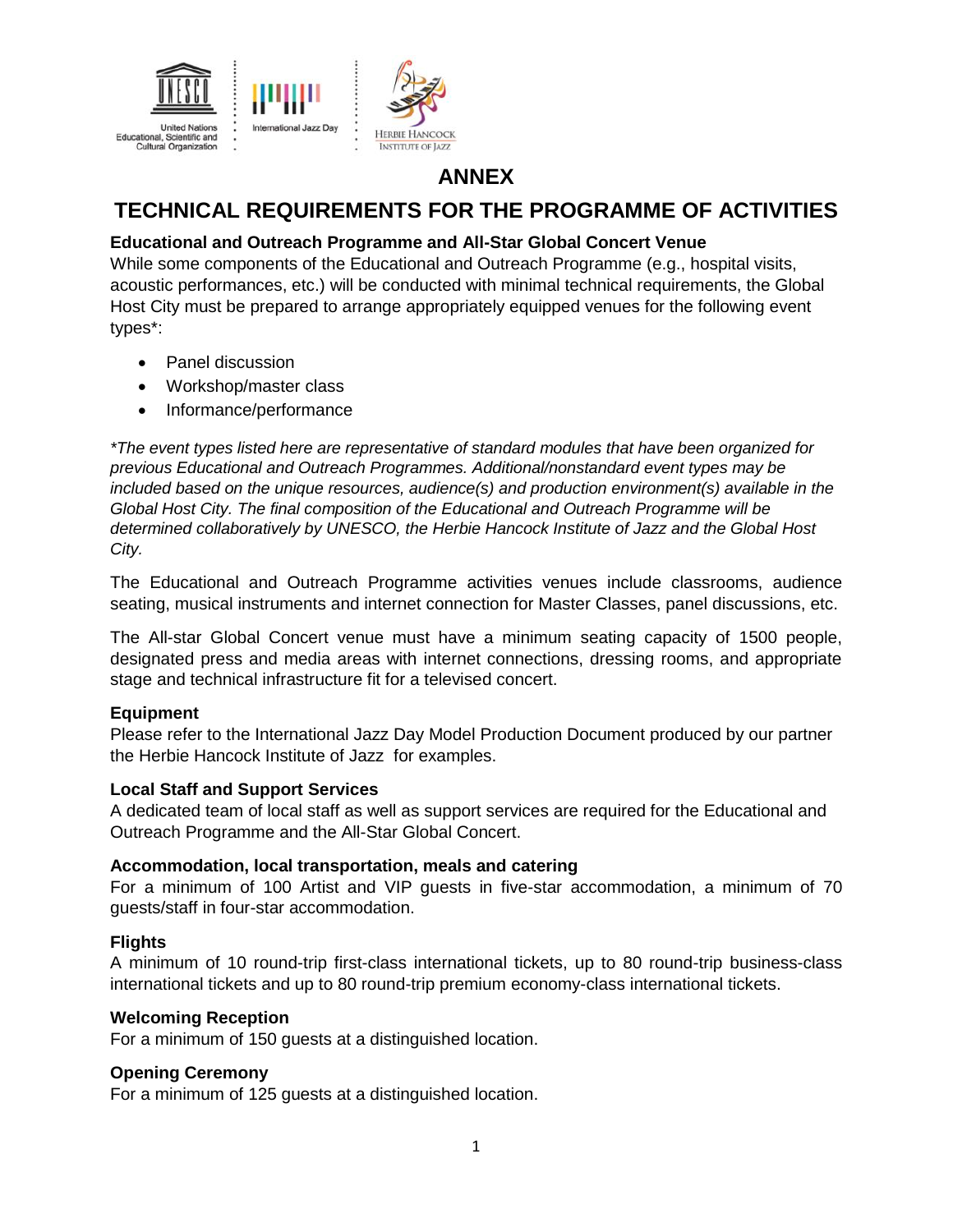# ANNEX

# TECHNICAL REQUIREMENTS FOR THE PROGRAMME OF ACTIVITIES

**Educational and Outreach Programme and All-Star Global Concert Venue**

While some components of the Educational and Outreach Programme (e.g., hospital visits, acoustic performances, etc.) will be conducted with minimal technical requirements, the Global Host City must be prepared to arrange appropriately equipped venues for the following event types*:

- Panel discussion
- Workshop/master class
- Informance/performance

*\*The event types listed here are representative of standard modules that have been organized for previous Educational and Outreach Programmes. Additional/nonstandard event types may be included based on the unique resources, audience(s) and production environment(s) available in the Global Host City. The final composition of the Educational and Outreach Programme will be determined collaboratively by UNESCO, the Herbie Hancock Institute of Jazz and the Global Host City.*

The Educational and Outreach Programme activities venues include classrooms, audience seating, musical instruments and internet connection for Master Classes, panel discussions, etc.

The All-star Global Concert venue must have a minimum seating capacity of 1500 people, designated press and media areas with internet connections, dressing rooms, and appropriate stage and technical infrastructure fit for a televised concert.

**Equipment**

Please refer to the International Jazz Day Model Production Document produced by our partner the Herbie Hancock Institute of Jazz for examples.

**Local Staff and Support Services**

A dedicated team of local staff as well as support services are required for the Educational and Outreach Programme and the All-Star Global Concert.

**Accommodation, local transportation, meals and catering**

For a minimum of 100 Artist and VIP guests in five-star accommodation, a minimum of 70 guests/staff in four-star accommodation.

**Flights**

A minimum of 10 round-trip first-class international tickets, up to 80 round-trip business-class international tickets and up to 80 round-trip premium economy-class international tickets.

**Welcoming Reception**

For a minimum of 150 guests at a distinguished location.

**Opening Ceremony**

For a minimum of 125 guests at a distinguished location.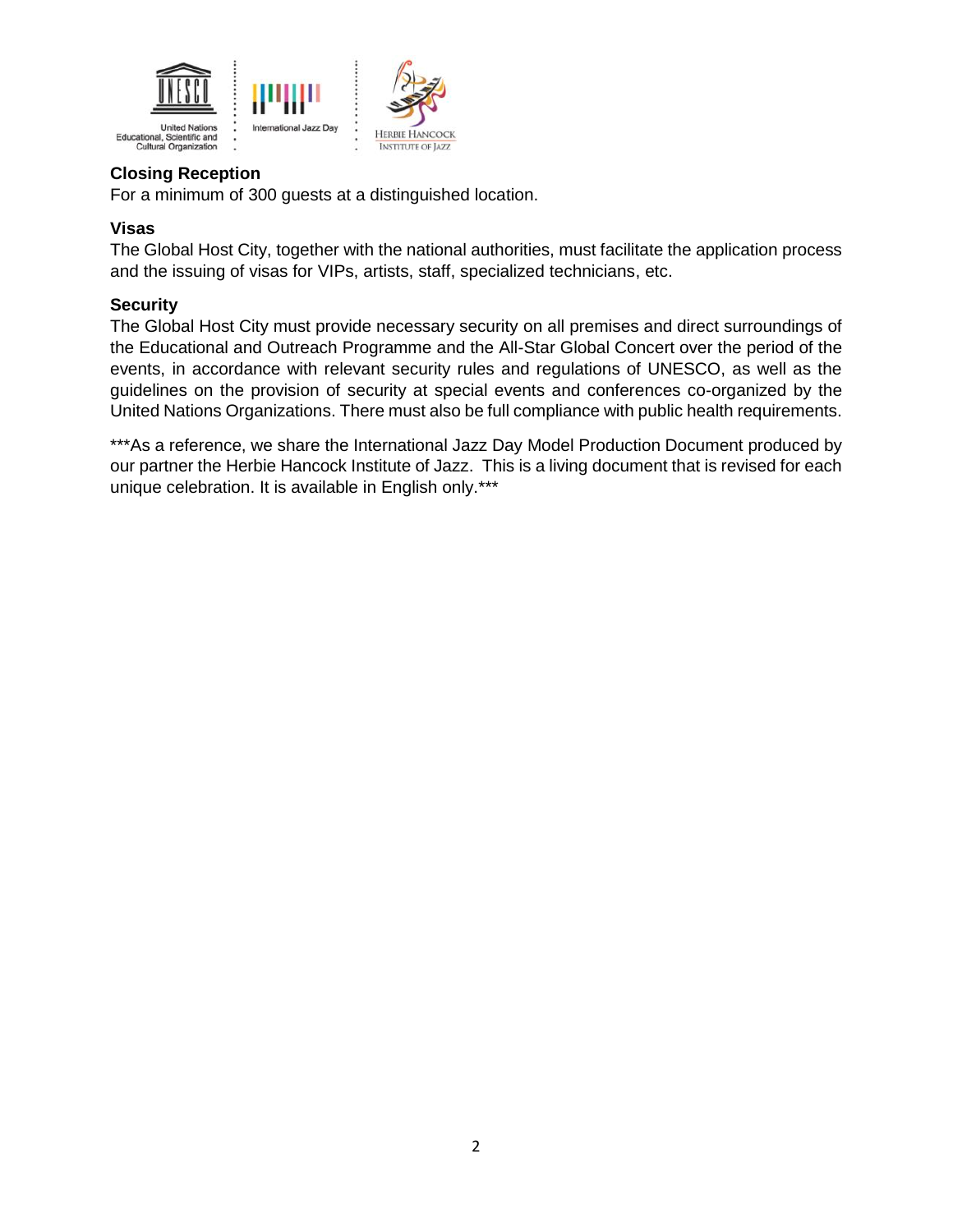### Closing Reception

For a minimum of 300 guests at a distinguished location.

### Visas

The Global Host City, together with the national authorities, must facilitate the application process and the issuing of visas for VIPs, artists, staff, specialized technicians, etc.

### Security

The Global Host City must provide necessary security on all premises and direct surroundings of the Educational and Outreach Programme and the All-Star Global Concert over the period of the events, in accordance with relevant security rules and regulations of UNESCO, as well as the guidelines on the provision of security at special events and conferences co-organized by the United Nations Organizations. There must also be full compliance with public health requirements.

***As a reference, we share the International Jazz Day Model Production Document produced by our partner the Herbie Hancock Institute of Jazz. This is a living document that is revised for each unique celebration. It is available in English only.***